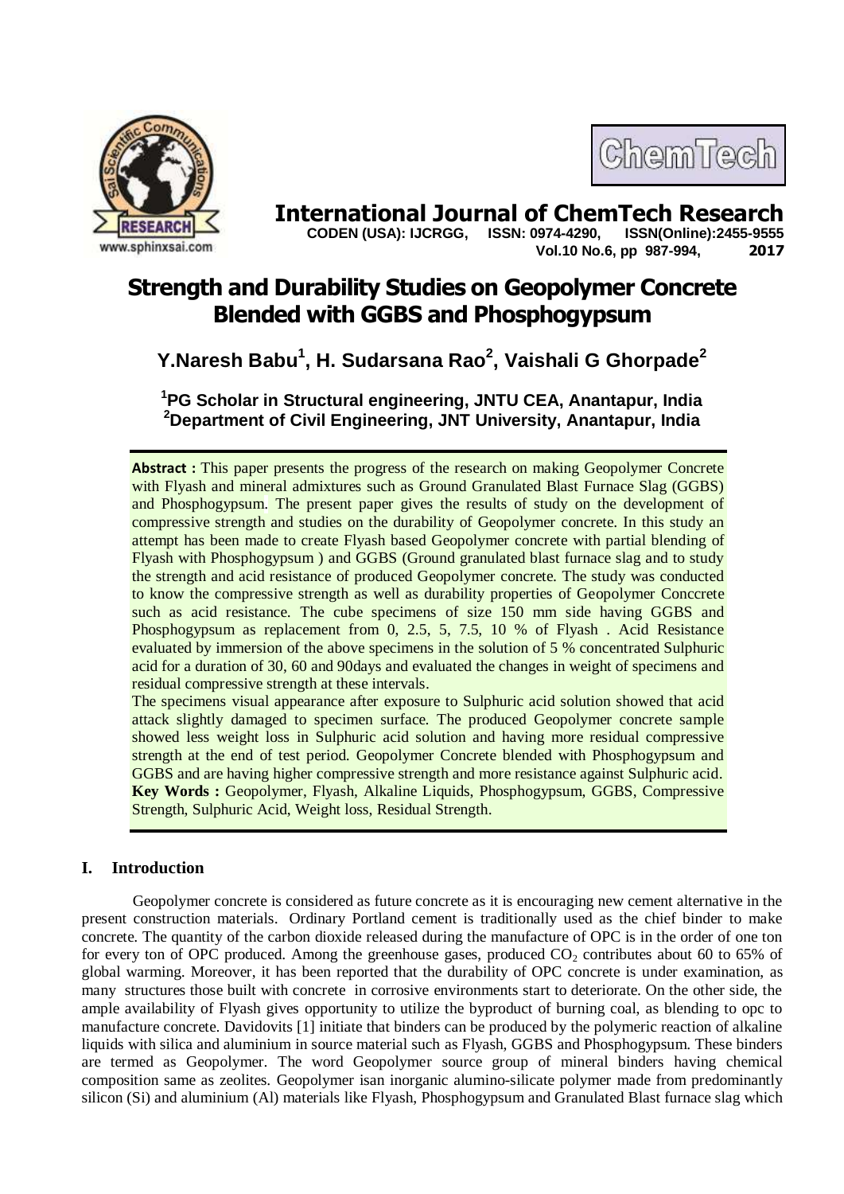# International Journal of ChemTech Research

**CODEN (USA): IJCRGG, ISSN: 0974-4290, ISSN(Online):2455-9555**
**Vol.10 No.6, pp 987-994, 2017**

# Strength and Durability Studies on Geopolymer Concrete Blended with GGBS and Phosphogypsum

**Y.Naresh Babu[1], H. Sudarsana Rao[2], Vaishali G Ghorpade[2]**

[1]PG Scholar in Structural engineering, JNTU CEA, Anantapur, India
[2]Department of Civil Engineering, JNT University, Anantapur, India

**Abstract :** This paper presents the progress of the research on making Geopolymer Concrete with Flyash and mineral admixtures such as Ground Granulated Blast Furnace Slag (GGBS) and Phosphogypsum. The present paper gives the results of study on the development of compressive strength and studies on the durability of Geopolymer concrete. In this study an attempt has been made to create Flyash based Geopolymer concrete with partial blending of Flyash with Phosphogypsum ) and GGBS (Ground granulated blast furnace slag and to study the strength and acid resistance of produced Geopolymer concrete. The study was conducted to know the compressive strength as well as durability properties of Geopolymer Conccrete such as acid resistance. The cube specimens of size 150 mm side having GGBS and Phosphogypsum as replacement from 0, 2.5, 5, 7.5, 10 % of Flyash . Acid Resistance evaluated by immersion of the above specimens in the solution of 5 % concentrated Sulphuric acid for a duration of 30, 60 and 90days and evaluated the changes in weight of specimens and residual compressive strength at these intervals.

The specimens visual appearance after exposure to Sulphuric acid solution showed that acid attack slightly damaged to specimen surface. The produced Geopolymer concrete sample showed less weight loss in Sulphuric acid solution and having more residual compressive strength at the end of test period. Geopolymer Concrete blended with Phosphogypsum and GGBS and are having higher compressive strength and more resistance against Sulphuric acid.

**Key Words :** Geopolymer, Flyash, Alkaline Liquids, Phosphogypsum, GGBS, Compressive Strength, Sulphuric Acid, Weight loss, Residual Strength.

## I. Introduction

Geopolymer concrete is considered as future concrete as it is encouraging new cement alternative in the present construction materials. Ordinary Portland cement is traditionally used as the chief binder to make concrete. The quantity of the carbon dioxide released during the manufacture of OPC is in the order of one ton for every ton of OPC produced. Among the greenhouse gases, produced $CO_2$ contributes about 60 to 65% of global warming. Moreover, it has been reported that the durability of OPC concrete is under examination, as many structures those built with concrete in corrosive environments start to deteriorate. On the other side, the ample availability of Flyash gives opportunity to utilize the byproduct of burning coal, as blending to opc to manufacture concrete. Davidovits [1] initiate that binders can be produced by the polymeric reaction of alkaline liquids with silica and aluminium in source material such as Flyash, GGBS and Phosphogypsum. These binders are termed as Geopolymer. The word Geopolymer source group of mineral binders having chemical composition same as zeolites. Geopolymer isan inorganic alumino-silicate polymer made from predominantly silicon (Si) and aluminium (Al) materials like Flyash, Phosphogypsum and Granulated Blast furnace slag which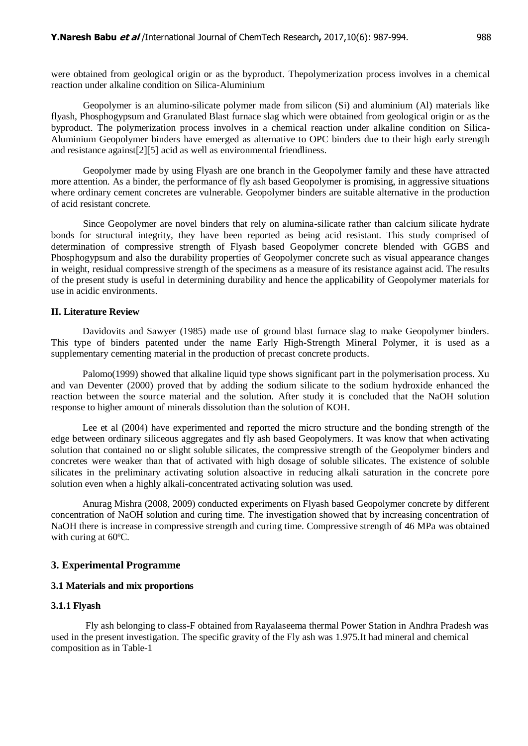were obtained from geological origin or as the byproduct. Thepolymerization process involves in a chemical reaction under alkaline condition on Silica-Aluminium

Geopolymer is an alumino-silicate polymer made from silicon (Si) and aluminium (Al) materials like flyash, Phosphogypsum and Granulated Blast furnace slag which were obtained from geological origin or as the byproduct. The polymerization process involves in a chemical reaction under alkaline condition on Silica-Aluminium Geopolymer binders have emerged as alternative to OPC binders due to their high early strength and resistance against[2][5] acid as well as environmental friendliness.

Geopolymer made by using Flyash are one branch in the Geopolymer family and these have attracted more attention. As a binder, the performance of fly ash based Geopolymer is promising, in aggressive situations where ordinary cement concretes are vulnerable. Geopolymer binders are suitable alternative in the production of acid resistant concrete.

Since Geopolymer are novel binders that rely on alumina-silicate rather than calcium silicate hydrate bonds for structural integrity, they have been reported as being acid resistant. This study comprised of determination of compressive strength of Flyash based Geopolymer concrete blended with GGBS and Phosphogypsum and also the durability properties of Geopolymer concrete such as visual appearance changes in weight, residual compressive strength of the specimens as a measure of its resistance against acid. The results of the present study is useful in determining durability and hence the applicability of Geopolymer materials for use in acidic environments.

## II. Literature Review

Davidovits and Sawyer (1985) made use of ground blast furnace slag to make Geopolymer binders. This type of binders patented under the name Early High-Strength Mineral Polymer, it is used as a supplementary cementing material in the production of precast concrete products.

Palomo(1999) showed that alkaline liquid type shows significant part in the polymerisation process. Xu and van Deventer (2000) proved that by adding the sodium silicate to the sodium hydroxide enhanced the reaction between the source material and the solution. After study it is concluded that the NaOH solution response to higher amount of minerals dissolution than the solution of KOH.

Lee et al (2004) have experimented and reported the micro structure and the bonding strength of the edge between ordinary siliceous aggregates and fly ash based Geopolymers. It was know that when activating solution that contained no or slight soluble silicates, the compressive strength of the Geopolymer binders and concretes were weaker than that of activated with high dosage of soluble silicates. The existence of soluble silicates in the preliminary activating solution alsoactive in reducing alkali saturation in the concrete pore solution even when a highly alkali-concentrated activating solution was used.

Anurag Mishra (2008, 2009) conducted experiments on Flyash based Geopolymer concrete by different concentration of NaOH solution and curing time. The investigation showed that by increasing concentration of NaOH there is increase in compressive strength and curing time. Compressive strength of 46 MPa was obtained with curing at 60ºC.

## 3. Experimental Programme

### 3.1 Materials and mix proportions

#### 3.1.1 Flyash

Fly ash belonging to class-F obtained from Rayalaseema thermal Power Station in Andhra Pradesh was used in the present investigation. The specific gravity of the Fly ash was 1.975.It had mineral and chemical composition as in Table-1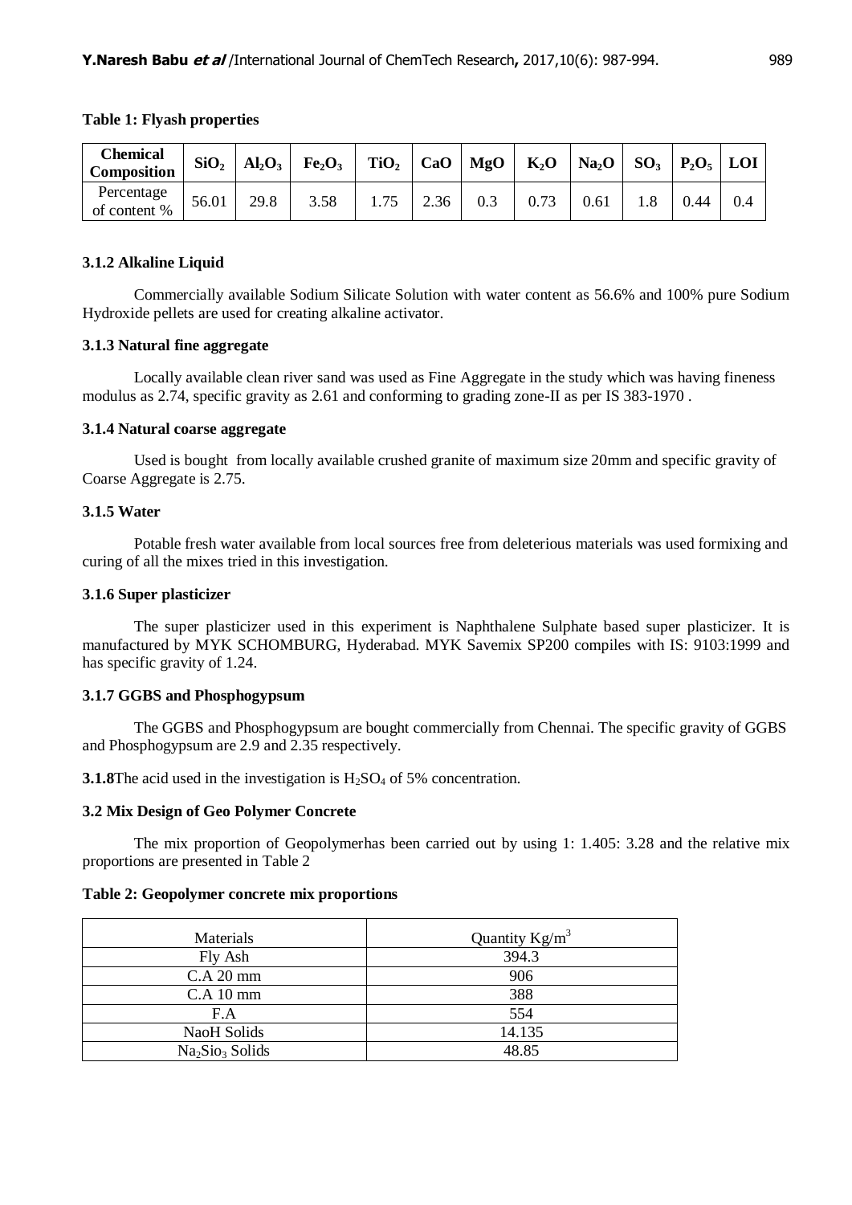**Table 1: Flyash properties**

| Chemical Composition | $SiO_2$ | $Al_2O_3$ | $Fe_2O_3$ | $TiO_2$ | CaO | MgO | $K_2O$ | $Na_2O$ | $SO_3$ | $P_2O_5$ | LOI |
|---|---|---|---|---|---|---|---|---|---|---|---|
| Percentage of content % | 56.01 | 29.8 | 3.58 | 1.75 | 2.36 | 0.3 | 0.73 | 0.61 | 1.8 | 0.44 | 0.4 |

### 3.1.2 Alkaline Liquid

Commercially available Sodium Silicate Solution with water content as 56.6% and 100% pure Sodium Hydroxide pellets are used for creating alkaline activator.

### 3.1.3 Natural fine aggregate

Locally available clean river sand was used as Fine Aggregate in the study which was having fineness modulus as 2.74, specific gravity as 2.61 and conforming to grading zone-II as per IS 383-1970 .

### 3.1.4 Natural coarse aggregate

Used is bought from locally available crushed granite of maximum size 20mm and specific gravity of Coarse Aggregate is 2.75.

### 3.1.5 Water

Potable fresh water available from local sources free from deleterious materials was used formixing and curing of all the mixes tried in this investigation.

### 3.1.6 Super plasticizer

The super plasticizer used in this experiment is Naphthalene Sulphate based super plasticizer. It is manufactured by MYK SCHOMBURG, Hyderabad. MYK Savemix SP200 compiles with IS: 9103:1999 and has specific gravity of 1.24.

### 3.1.7 GGBS and Phosphogypsum

The GGBS and Phosphogypsum are bought commercially from Chennai. The specific gravity of GGBS and Phosphogypsum are 2.9 and 2.35 respectively.

**3.1.8**The acid used in the investigation is $H_2SO_4$ of 5% concentration.

### 3.2 Mix Design of Geo Polymer Concrete

The mix proportion of Geopolymerhas been carried out by using 1: 1.405: 3.28 and the relative mix proportions are presented in Table 2

**Table 2: Geopolymer concrete mix proportions**

| Materials | Quantity $Kg/m^3$ |
|---|---|
| Fly Ash | 394.3 |
| C.A 20 mm | 906 |
| C.A 10 mm | 388 |
| F.A | 554 |
| NaoH Solids | 14.135 |
| $Na_2Sio_3$ Solids | 48.85 |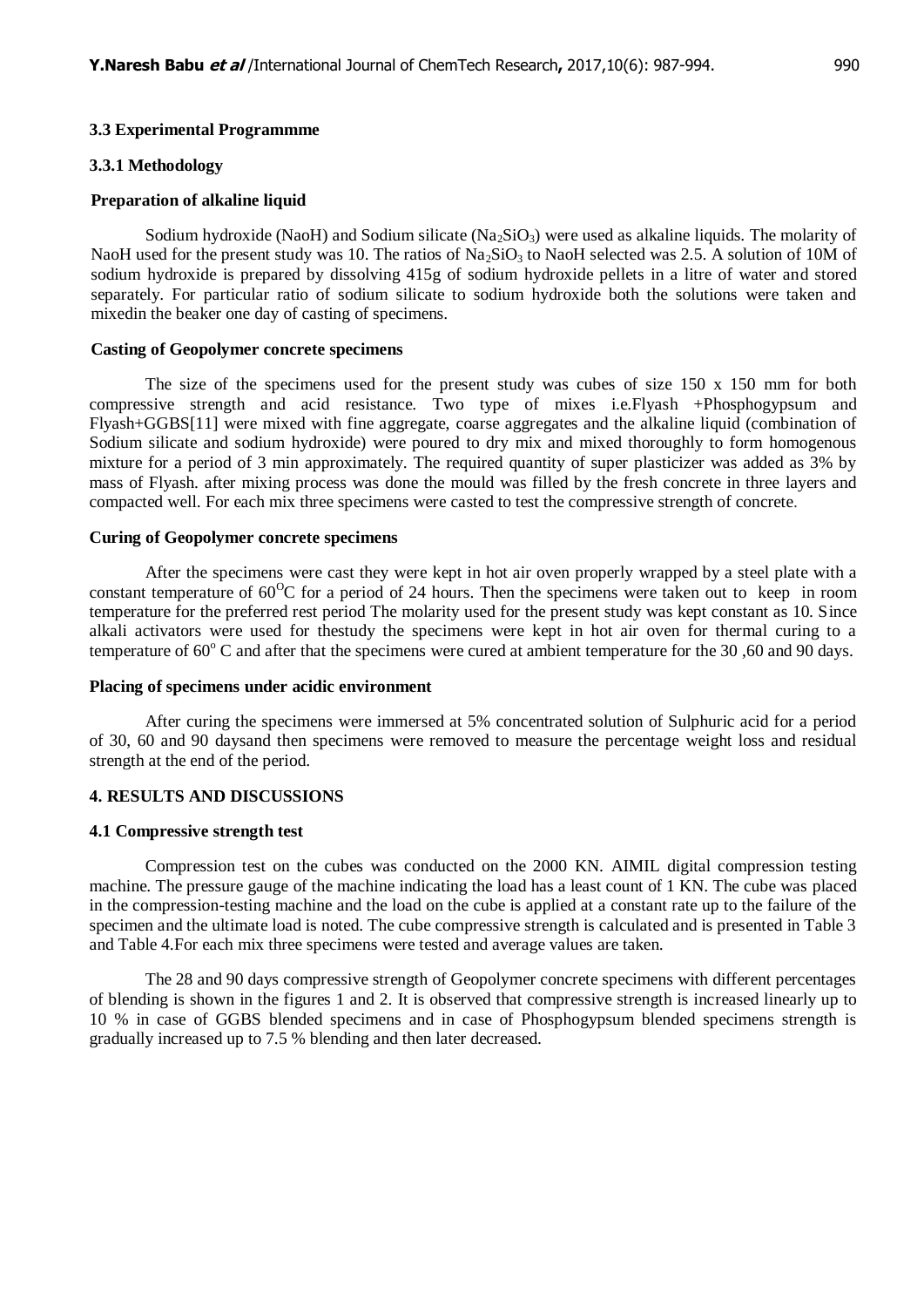### 3.3 Experimental Programmme

#### 3.3.1 Methodology

**Preparation of alkaline liquid**

Sodium hydroxide (NaoH) and Sodium silicate ($Na_2SiO_3$) were used as alkaline liquids. The molarity of NaoH used for the present study was 10. The ratios of $Na_2SiO_3$ to NaoH selected was 2.5. A solution of 10M of sodium hydroxide is prepared by dissolving 415g of sodium hydroxide pellets in a litre of water and stored separately. For particular ratio of sodium silicate to sodium hydroxide both the solutions were taken and mixedin the beaker one day of casting of specimens.

**Casting of Geopolymer concrete specimens**

The size of the specimens used for the present study was cubes of size 150 x 150 mm for both compressive strength and acid resistance. Two type of mixes i.e.Flyash +Phosphogypsum and Flyash+GGBS[11] were mixed with fine aggregate, coarse aggregates and the alkaline liquid (combination of Sodium silicate and sodium hydroxide) were poured to dry mix and mixed thoroughly to form homogenous mixture for a period of 3 min approximately. The required quantity of super plasticizer was added as 3% by mass of Flyash. after mixing process was done the mould was filled by the fresh concrete in three layers and compacted well. For each mix three specimens were casted to test the compressive strength of concrete.

**Curing of Geopolymer concrete specimens**

After the specimens were cast they were kept in hot air oven properly wrapped by a steel plate with a constant temperature of $60^{O}C$ for a period of 24 hours. Then the specimens were taken out to keep in room temperature for the preferred rest period The molarity used for the present study was kept constant as 10. Since alkali activators were used for thestudy the specimens were kept in hot air oven for thermal curing to a temperature of $60^{o}$ C and after that the specimens were cured at ambient temperature for the 30 ,60 and 90 days.

**Placing of specimens under acidic environment**

After curing the specimens were immersed at 5% concentrated solution of Sulphuric acid for a period of 30, 60 and 90 daysand then specimens were removed to measure the percentage weight loss and residual strength at the end of the period.

## 4. RESULTS AND DISCUSSIONS

### 4.1 Compressive strength test

Compression test on the cubes was conducted on the 2000 KN. AIMIL digital compression testing machine. The pressure gauge of the machine indicating the load has a least count of 1 KN. The cube was placed in the compression-testing machine and the load on the cube is applied at a constant rate up to the failure of the specimen and the ultimate load is noted. The cube compressive strength is calculated and is presented in Table 3 and Table 4.For each mix three specimens were tested and average values are taken.

The 28 and 90 days compressive strength of Geopolymer concrete specimens with different percentages of blending is shown in the figures 1 and 2. It is observed that compressive strength is increased linearly up to 10 % in case of GGBS blended specimens and in case of Phosphogypsum blended specimens strength is gradually increased up to 7.5 % blending and then later decreased.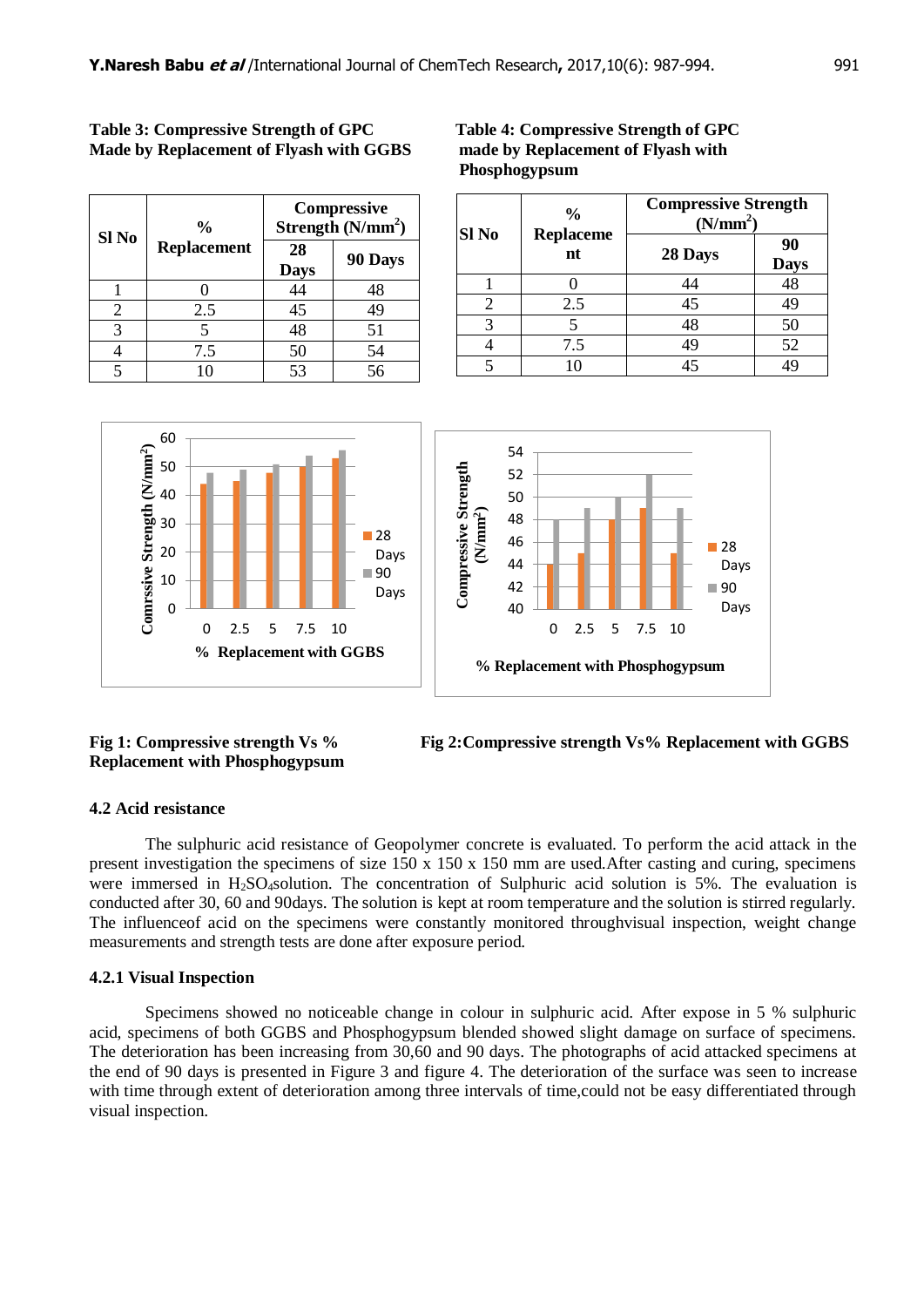**Table 3: Compressive Strength of GPC Made by Replacement of Flyash with GGBS**

| Sl No | % Replacement | Compressive Strength ($N/mm^2$) | |
|---|---|---|---|
| | | 28 Days | 90 Days |
| 1 | 0 | 44 | 48 |
| 2 | 2.5 | 45 | 49 |
| 3 | 5 | 48 | 51 |
| 4 | 7.5 | 50 | 54 |
| 5 | 10 | 53 | 56 |

**Table 4: Compressive Strength of GPC made by Replacement of Flyash with Phosphogypsum**

| Sl No | % Replacement | Compressive Strength ($N/mm^2$) | |
|---|---|---|---|
| | | 28 Days | 90 Days |
| 1 | 0 | 44 | 48 |
| 2 | 2.5 | 45 | 49 |
| 3 | 5 | 48 | 50 |
| 4 | 7.5 | 49 | 52 |
| 5 | 10 | 45 | 49 |

**Fig 1: Compressive strength Vs % Replacement with Phosphogypsum**

**Fig 2:Compressive strength Vs% Replacement with GGBS**

### 4.2 Acid resistance

The sulphuric acid resistance of Geopolymer concrete is evaluated. To perform the acid attack in the present investigation the specimens of size 150 x 150 x 150 mm are used.After casting and curing, specimens were immersed in $H_2SO_4$solution. The concentration of Sulphuric acid solution is 5%. The evaluation is conducted after 30, 60 and 90days. The solution is kept at room temperature and the solution is stirred regularly. The influenceof acid on the specimens were constantly monitored throughvisual inspection, weight change measurements and strength tests are done after exposure period.

#### 4.2.1 Visual Inspection

Specimens showed no noticeable change in colour in sulphuric acid. After expose in 5 % sulphuric acid, specimens of both GGBS and Phosphogypsum blended showed slight damage on surface of specimens. The deterioration has been increasing from 30,60 and 90 days. The photographs of acid attacked specimens at the end of 90 days is presented in Figure 3 and figure 4. The deterioration of the surface was seen to increase with time through extent of deterioration among three intervals of time,could not be easy differentiated through visual inspection.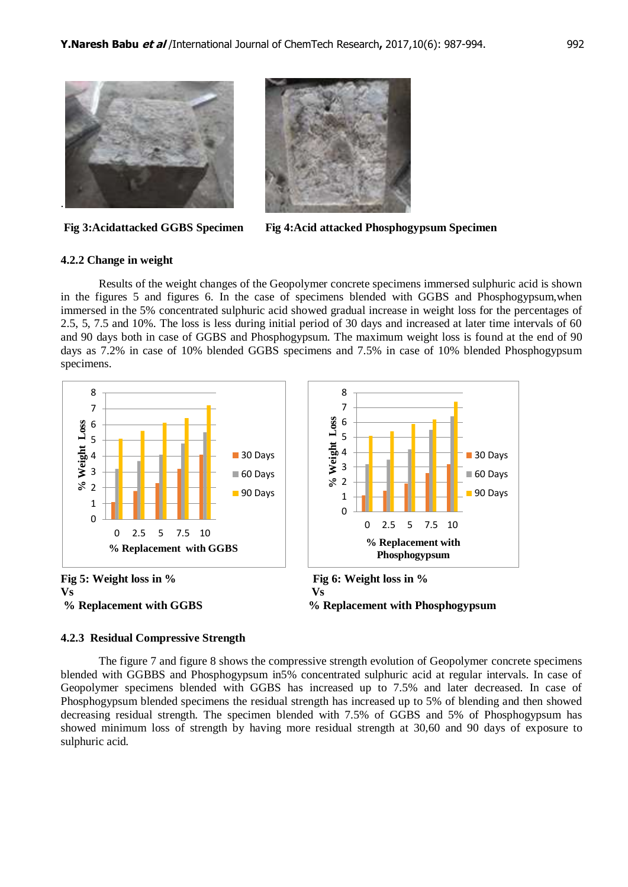Fig 3:Acidattacked GGBS Specimen

Fig 4:Acid attacked Phosphogypsum Specimen

### 4.2.2 Change in weight

Results of the weight changes of the Geopolymer concrete specimens immersed sulphuric acid is shown in the figures 5 and figures 6. In the case of specimens blended with GGBS and Phosphogypsum,when immersed in the 5% concentrated sulphuric acid showed gradual increase in weight loss for the percentages of 2.5, 5, 7.5 and 10%. The loss is less during initial period of 30 days and increased at later time intervals of 60 and 90 days both in case of GGBS and Phosphogypsum. The maximum weight loss is found at the end of 90 days as 7.2% in case of 10% blended GGBS specimens and 7.5% in case of 10% blended Phosphogypsum specimens.

**Fig 5: Weight loss in % Vs % Replacement with GGBS**

**Fig 6: Weight loss in % Vs % Replacement with Phosphogypsum**

### 4.2.3 Residual Compressive Strength

The figure 7 and figure 8 shows the compressive strength evolution of Geopolymer concrete specimens blended with GGBBS and Phosphogypsum in5% concentrated sulphuric acid at regular intervals. In case of Geopolymer specimens blended with GGBS has increased up to 7.5% and later decreased. In case of Phosphogypsum blended specimens the residual strength has increased up to 5% of blending and then showed decreasing residual strength. The specimen blended with 7.5% of GGBS and 5% of Phosphogypsum has showed minimum loss of strength by having more residual strength at 30,60 and 90 days of exposure to sulphuric acid.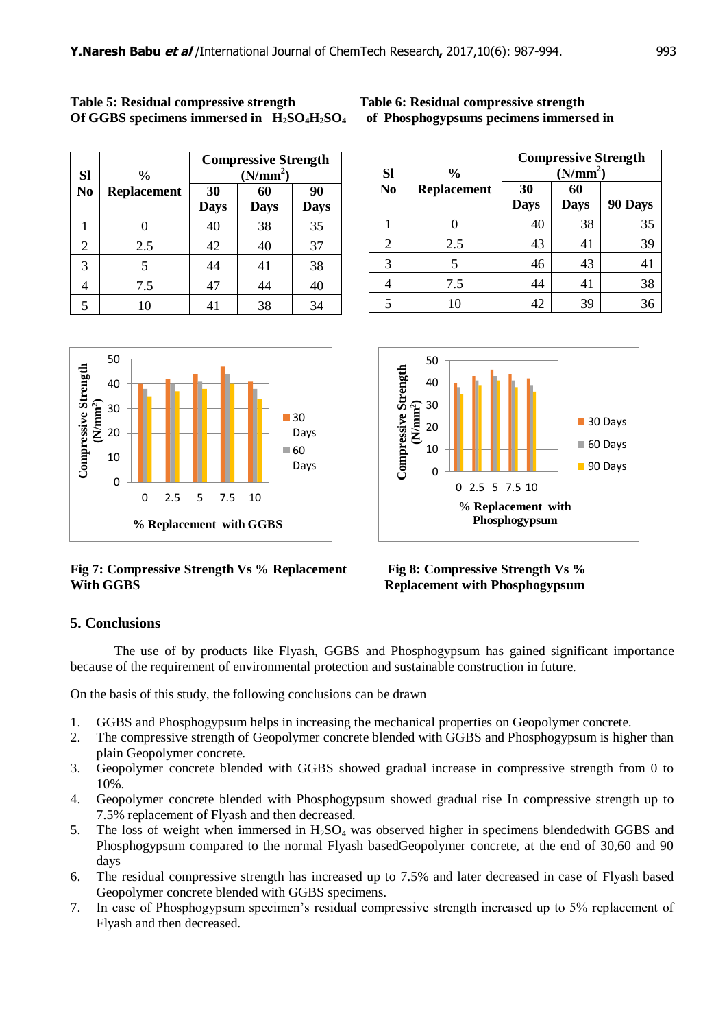**Table 5: Residual compressive strength Of GGBS specimens immersed in $H_2SO_4H_2SO_4$**

| Sl No | % Replacement | Compressive Strength ($N/mm^2$) | | |
|---|---|---|---|---|
| | | 30 Days | 60 Days | 90 Days |
| 1 | 0 | 40 | 38 | 35 |
| 2 | 2.5 | 42 | 40 | 37 |
| 3 | 5 | 44 | 41 | 38 |
| 4 | 7.5 | 47 | 44 | 40 |
| 5 | 10 | 41 | 38 | 34 |

**Table 6: Residual compressive strength of Phosphogypsums pecimens immersed in**

| Sl No | % Replacement | Compressive Strength ($N/mm^2$) | | |
|---|---|---|---|---|
| | | 30 Days | 60 Days | 90 Days |
| 1 | 0 | 40 | 38 | 35 |
| 2 | 2.5 | 43 | 41 | 39 |
| 3 | 5 | 46 | 43 | 41 |
| 4 | 7.5 | 44 | 41 | 38 |
| 5 | 10 | 42 | 39 | 36 |

**Fig 7: Compressive Strength Vs % Replacement With GGBS**

**Fig 8: Compressive Strength Vs % Replacement with Phosphogypsum**

## 5. Conclusions

The use of by products like Flyash, GGBS and Phosphogypsum has gained significant importance because of the requirement of environmental protection and sustainable construction in future.

On the basis of this study, the following conclusions can be drawn

1. GGBS and Phosphogypsum helps in increasing the mechanical properties on Geopolymer concrete.
2. The compressive strength of Geopolymer concrete blended with GGBS and Phosphogypsum is higher than plain Geopolymer concrete.
3. Geopolymer concrete blended with GGBS showed gradual increase in compressive strength from 0 to 10%.
4. Geopolymer concrete blended with Phosphogypsum showed gradual rise In compressive strength up to 7.5% replacement of Flyash and then decreased.
5. The loss of weight when immersed in $H_2SO_4$ was observed higher in specimens blendedwith GGBS and Phosphogypsum compared to the normal Flyash basedGeopolymer concrete, at the end of 30,60 and 90 days
6. The residual compressive strength has increased up to 7.5% and later decreased in case of Flyash based Geopolymer concrete blended with GGBS specimens.
7. In case of Phosphogypsum specimen's residual compressive strength increased up to 5% replacement of Flyash and then decreased.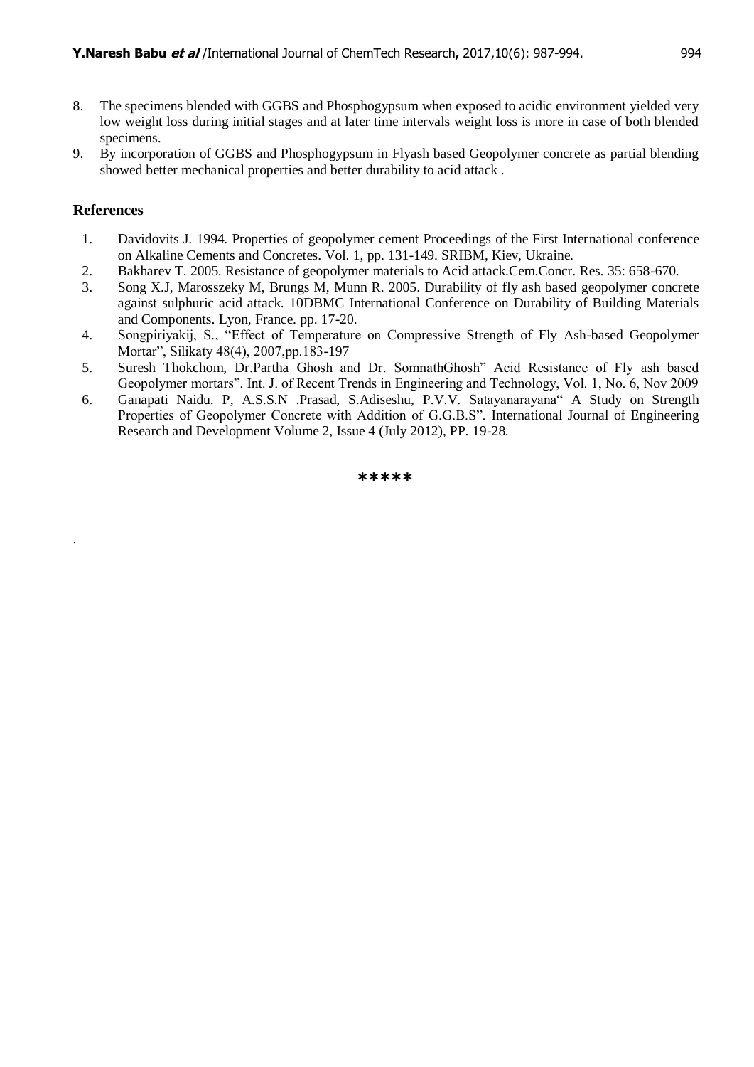8. The specimens blended with GGBS and Phosphogypsum when exposed to acidic environment yielded very low weight loss during initial stages and at later time intervals weight loss is more in case of both blended specimens.
9. By incorporation of GGBS and Phosphogypsum in Flyash based Geopolymer concrete as partial blending showed better mechanical properties and better durability to acid attack .

## References

1. Davidovits J. 1994. Properties of geopolymer cement Proceedings of the First International conference on Alkaline Cements and Concretes. Vol. 1, pp. 131-149. SRIBM, Kiev, Ukraine.
2. Bakharev T. 2005. Resistance of geopolymer materials to Acid attack.Cem.Concr. Res. 35: 658-670.
3. Song X.J, Marosszeky M, Brungs M, Munn R. 2005. Durability of fly ash based geopolymer concrete against sulphuric acid attack. 10DBMC International Conference on Durability of Building Materials and Components. Lyon, France. pp. 17-20.
4. Songpiriyakij, S., "Effect of Temperature on Compressive Strength of Fly Ash-based Geopolymer Mortar", Silikaty 48(4), 2007,pp.183-197
5. Suresh Thokchom, Dr.Partha Ghosh and Dr. SomnathGhosh" Acid Resistance of Fly ash based Geopolymer mortars". Int. J. of Recent Trends in Engineering and Technology, Vol. 1, No. 6, Nov 2009
6. Ganapati Naidu. P, A.S.S.N .Prasad, S.Adiseshu, P.V.V. Satayanarayana" A Study on Strength Properties of Geopolymer Concrete with Addition of G.G.B.S". International Journal of Engineering Research and Development Volume 2, Issue 4 (July 2012), PP. 19-28.

*****